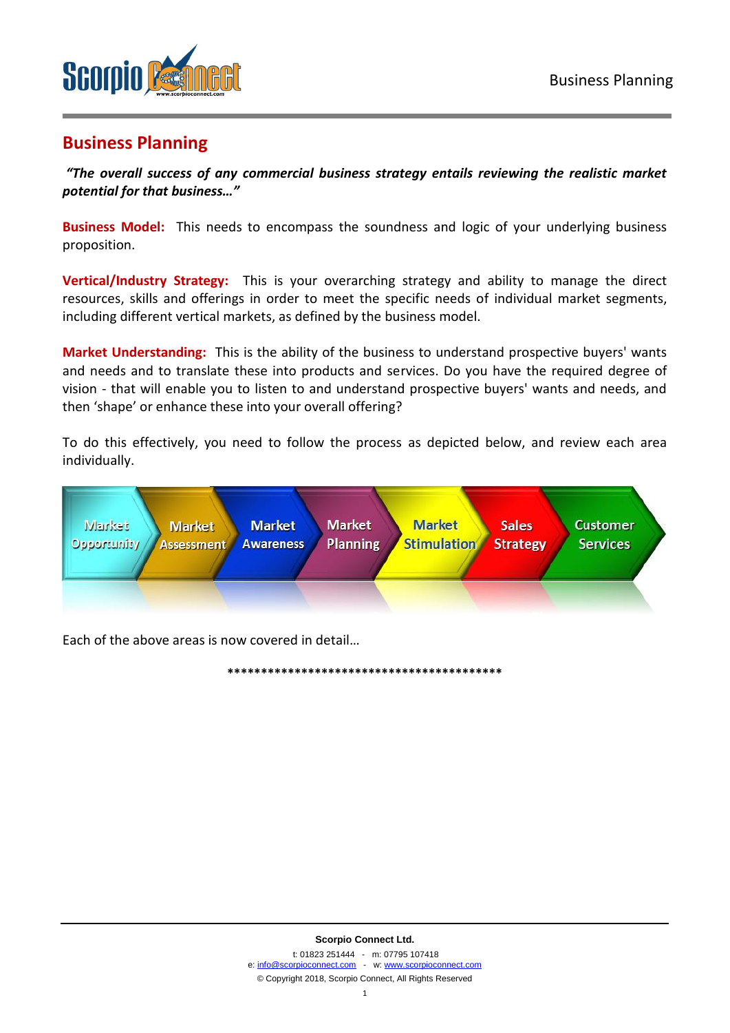## Business Planning

***"The overall success of any commercial business strategy entails reviewing the realistic market potential for that business…"***

**Business Model:** This needs to encompass the soundness and logic of your underlying business proposition.

**Vertical/Industry Strategy:** This is your overarching strategy and ability to manage the direct resources, skills and offerings in order to meet the specific needs of individual market segments, including different vertical markets, as defined by the business model.

**Market Understanding:** This is the ability of the business to understand prospective buyers' wants and needs and to translate these into products and services. Do you have the required degree of vision - that will enable you to listen to and understand prospective buyers' wants and needs, and then 'shape' or enhance these into your overall offering?

To do this effectively, you need to follow the process as depicted below, and review each area individually.

Market Opportunity → Market Assessment → Market Awareness → Market Planning → Market Stimulation → Sales Strategy → Customer Services

Each of the above areas is now covered in detail…

******************************************

**Scorpio Connect Ltd.**

t: 01823 251444 - m: 07795 107418
e: info@scorpioconnect.com - w: www.scorpioconnect.com
© Copyright 2018, Scorpio Connect, All Rights Reserved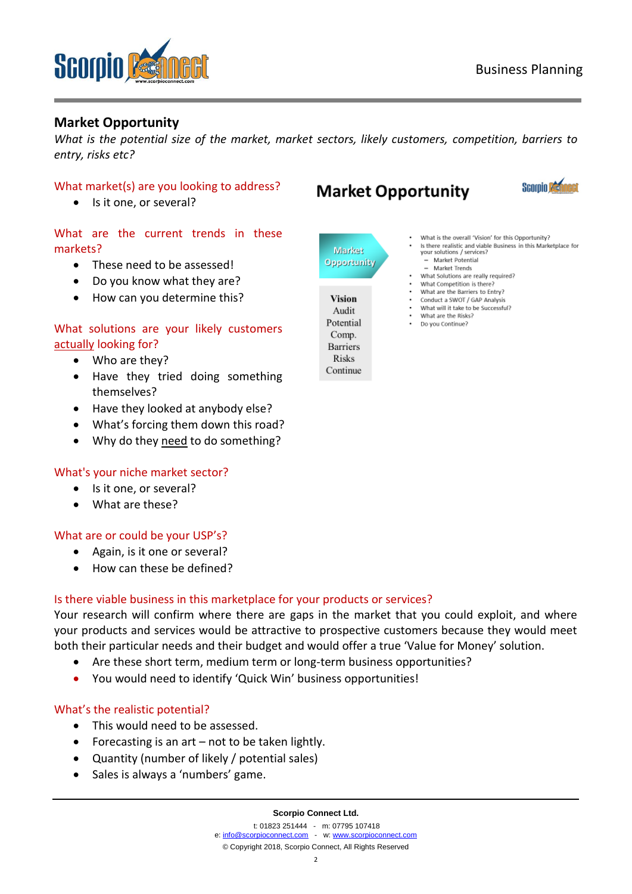## Market Opportunity

*What is the potential size of the market, market sectors, likely customers, competition, barriers to entry, risks etc?*

What market(s) are you looking to address?

- Is it one, or several?

What are the current trends in these markets?

- These need to be assessed!
- Do you know what they are?
- How can you determine this?

What solutions are your likely customers actually looking for?

- Who are they?
- Have they tried doing something themselves?
- Have they looked at anybody else?
- What's forcing them down this road?
- Why do they need to do something?

What's your niche market sector?

- Is it one, or several?
- What are these?

What are or could be your USP's?

- Again, is it one or several?
- How can these be defined?

### Market Opportunity

**Market Opportunity**

**Vision**
Audit
Potential
Comp.
Barriers
Risks
Continue

- What is the overall 'Vision' for this Opportunity?
- Is there realistic and viable Business in this Marketplace for your solutions / services?
  - Market Potential
  - Market Trends
- What Solutions are really required?
- What Competition is there?
- What are the Barriers to Entry?
- Conduct a SWOT / GAP Analysis
- What will it take to be Successful?
- What are the Risks?
- Do you Continue?

Is there viable business in this marketplace for your products or services?

Your research will confirm where there are gaps in the market that you could exploit, and where your products and services would be attractive to prospective customers because they would meet both their particular needs and their budget and would offer a true 'Value for Money' solution.

- Are these short term, medium term or long-term business opportunities?
- You would need to identify 'Quick Win' business opportunities!

What's the realistic potential?

- This would need to be assessed.
- Forecasting is an art – not to be taken lightly.
- Quantity (number of likely / potential sales)
- Sales is always a 'numbers' game.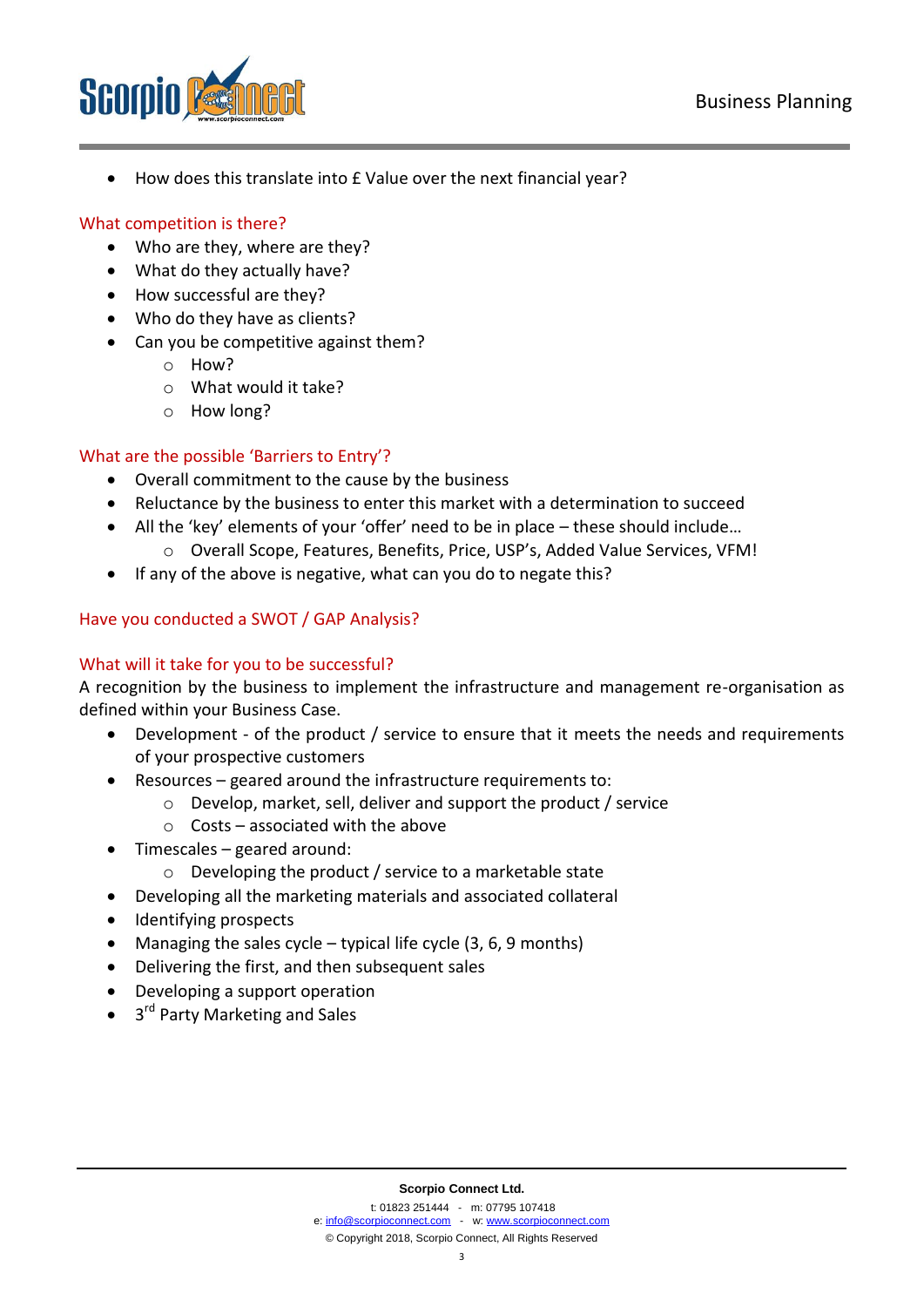- How does this translate into £ Value over the next financial year?

## What competition is there?

- Who are they, where are they?
- What do they actually have?
- How successful are they?
- Who do they have as clients?
- Can you be competitive against them?
  - How?
  - What would it take?
  - How long?

## What are the possible 'Barriers to Entry'?

- Overall commitment to the cause by the business
- Reluctance by the business to enter this market with a determination to succeed
- All the 'key' elements of your 'offer' need to be in place – these should include…
  - Overall Scope, Features, Benefits, Price, USP's, Added Value Services, VFM!
- If any of the above is negative, what can you do to negate this?

## Have you conducted a SWOT / GAP Analysis?

## What will it take for you to be successful?

A recognition by the business to implement the infrastructure and management re-organisation as defined within your Business Case.

- Development - of the product / service to ensure that it meets the needs and requirements of your prospective customers
- Resources – geared around the infrastructure requirements to:
  - Develop, market, sell, deliver and support the product / service
  - Costs – associated with the above
- Timescales – geared around:
  - Developing the product / service to a marketable state
- Developing all the marketing materials and associated collateral
- Identifying prospects
- Managing the sales cycle – typical life cycle (3, 6, 9 months)
- Delivering the first, and then subsequent sales
- Developing a support operation
- 3rd Party Marketing and Sales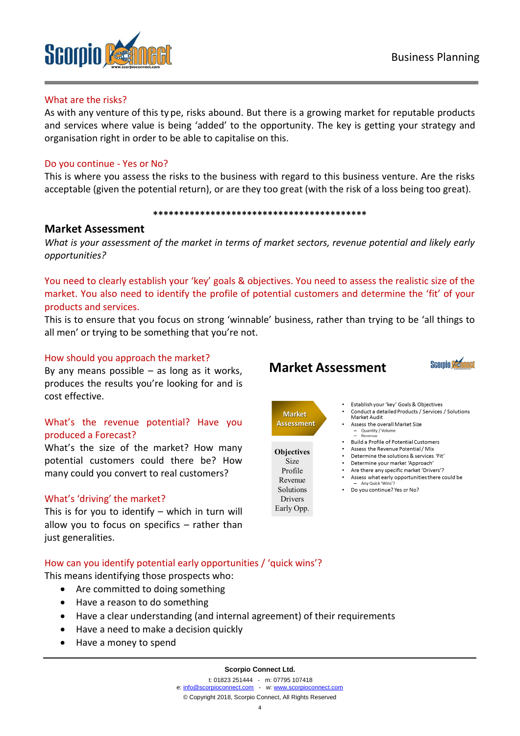What are the risks?

As with any venture of this ty pe, risks abound. But there is a growing market for reputable products and services where value is being 'added' to the opportunity. The key is getting your strategy and organisation right in order to be able to capitalise on this.

Do you continue - Yes or No?

This is where you assess the risks to the business with regard to this business venture. Are the risks acceptable (given the potential return), or are they too great (with the risk of a loss being too great).

******************************************

## Market Assessment

*What is your assessment of the market in terms of market sectors, revenue potential and likely early opportunities?*

You need to clearly establish your 'key' goals & objectives. You need to assess the realistic size of the market. You also need to identify the profile of potential customers and determine the 'fit' of your products and services.

This is to ensure that you focus on strong 'winnable' business, rather than trying to be 'all things to all men' or trying to be something that you're not.

How should you approach the market?

By any means possible – as long as it works, produces the results you're looking for and is cost effective.

What's the revenue potential? Have you produced a Forecast?

What's the size of the market? How many potential customers could there be? How many could you convert to real customers?

What's 'driving' the market?

This is for you to identify – which in turn will allow you to focus on specifics – rather than just generalities.

**Market Assessment**

Market Assessment

Objectives
Size
Profile
Revenue
Solutions
Drivers
Early Opp.

- Establish your 'key' Goals & Objectives
- Conduct a detailed Products / Services / Solutions Market Audit
- Assess the overall Market Size
  - Quantity / Volume
  - Revenue
- Build a Profile of Potential Customers
- Assess the Revenue Potential / Mix
- Determine the solutions & services 'Fit'
- Determine your market 'Approach'
- Are there any specific market 'Drivers'?
- Assess what early opportunities there could be
  - Any Quick 'Wins'?
- Do you continue? Yes or No?

How can you identify potential early opportunities / 'quick wins'?

This means identifying those prospects who:

- Are committed to doing something
- Have a reason to do something
- Have a clear understanding (and internal agreement) of their requirements
- Have a need to make a decision quickly
- Have a money to spend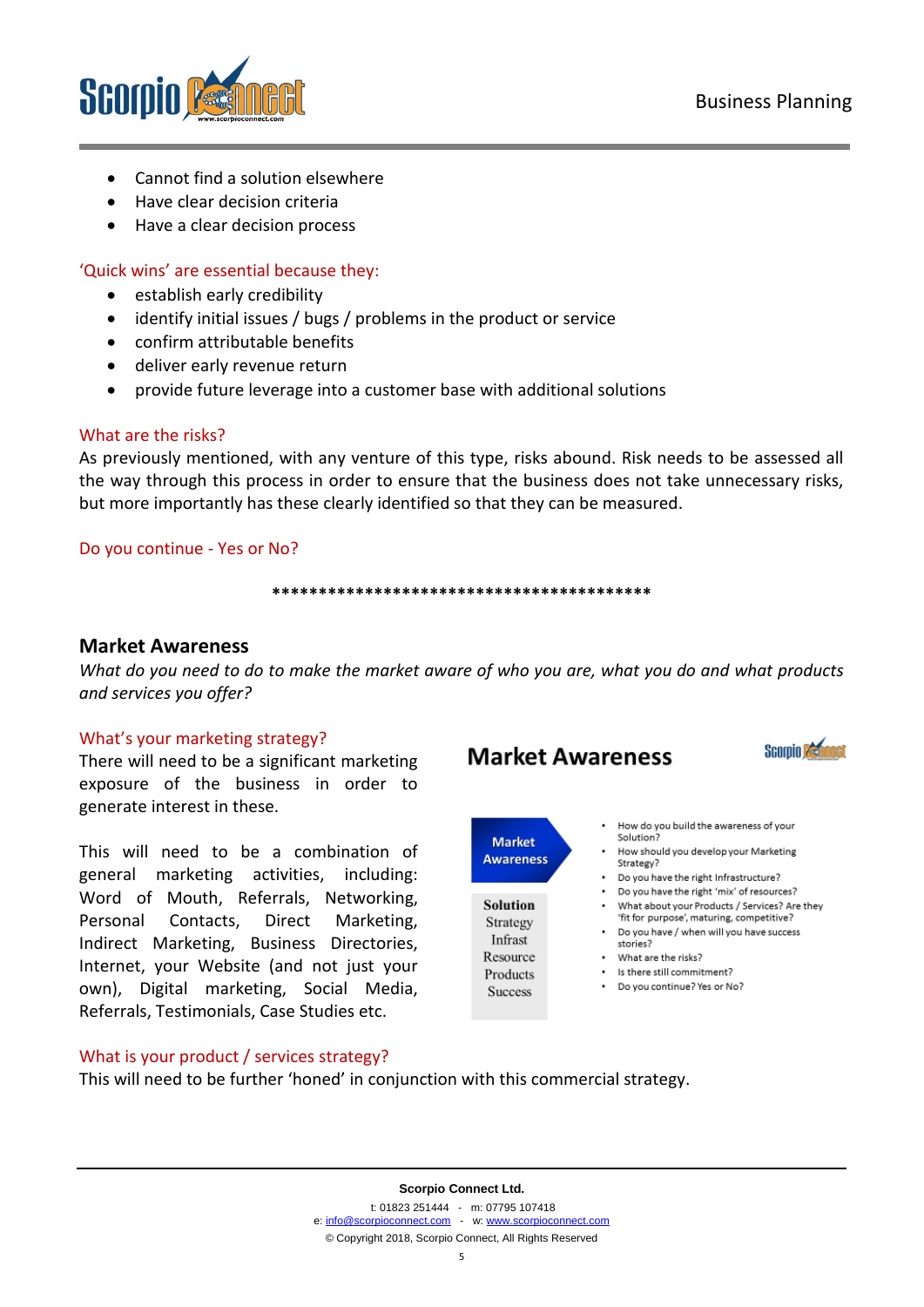- Cannot find a solution elsewhere
- Have clear decision criteria
- Have a clear decision process

'Quick wins' are essential because they:

- establish early credibility
- identify initial issues / bugs / problems in the product or service
- confirm attributable benefits
- deliver early revenue return
- provide future leverage into a customer base with additional solutions

What are the risks?

As previously mentioned, with any venture of this type, risks abound. Risk needs to be assessed all the way through this process in order to ensure that the business does not take unnecessary risks, but more importantly has these clearly identified so that they can be measured.

Do you continue - Yes or No?

*****************************************

## Market Awareness

*What do you need to do to make the market aware of who you are, what you do and what products and services you offer?*

What's your marketing strategy?

There will need to be a significant marketing exposure of the business in order to generate interest in these.

This will need to be a combination of general marketing activities, including: Word of Mouth, Referrals, Networking, Personal Contacts, Direct Marketing, Indirect Marketing, Business Directories, Internet, your Website (and not just your own), Digital marketing, Social Media, Referrals, Testimonials, Case Studies etc.

**Market Awareness**

Market Awareness

Solution
Strategy
Infrast
Resource
Products
Success

- How do you build the awareness of your Solution?
- How should you develop your Marketing Strategy?
- Do you have the right Infrastructure?
- Do you have the right 'mix' of resources?
- What about your Products / Services? Are they 'fit for purpose', maturing, competitive?
- Do you have / when will you have success stories?
- What are the risks?
- Is there still commitment?
- Do you continue? Yes or No?

What is your product / services strategy?

This will need to be further 'honed' in conjunction with this commercial strategy.

**Scorpio Connect Ltd.**

t: 01823 251444 - m: 07795 107418
e: info@scorpioconnect.com - w: www.scorpioconnect.com
© Copyright 2018, Scorpio Connect, All Rights Reserved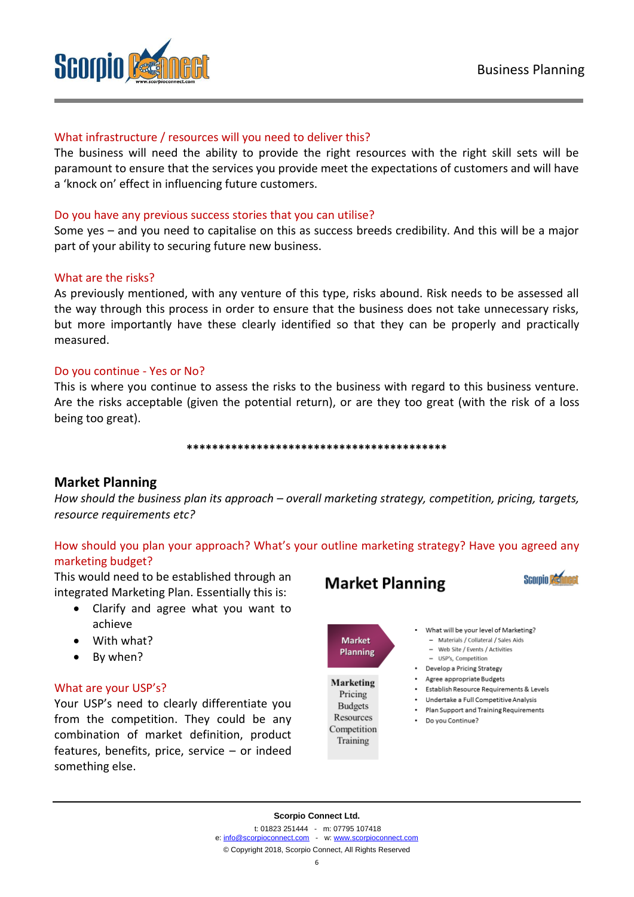What infrastructure / resources will you need to deliver this?

The business will need the ability to provide the right resources with the right skill sets will be paramount to ensure that the services you provide meet the expectations of customers and will have a 'knock on' effect in influencing future customers.

Do you have any previous success stories that you can utilise?

Some yes – and you need to capitalise on this as success breeds credibility. And this will be a major part of your ability to securing future new business.

What are the risks?

As previously mentioned, with any venture of this type, risks abound. Risk needs to be assessed all the way through this process in order to ensure that the business does not take unnecessary risks, but more importantly have these clearly identified so that they can be properly and practically measured.

Do you continue - Yes or No?

This is where you continue to assess the risks to the business with regard to this business venture. Are the risks acceptable (given the potential return), or are they too great (with the risk of a loss being too great).

****************************************

## Market Planning

*How should the business plan its approach – overall marketing strategy, competition, pricing, targets, resource requirements etc?*

How should you plan your approach? What's your outline marketing strategy? Have you agreed any marketing budget?

This would need to be established through an integrated Marketing Plan. Essentially this is:

- Clarify and agree what you want to achieve
- With what?
- By when?

What are your USP's?

Your USP's need to clearly differentiate you from the competition. They could be any combination of market definition, product features, benefits, price, service – or indeed something else.

**Market Planning**

Market Planning

**Marketing**
Pricing
Budgets
Resources
Competition
Training

- What will be your level of Marketing?
  - Materials / Collateral / Sales Aids
  - Web Site / Events / Activities
  - USP's, Competition
- Develop a Pricing Strategy
- Agree appropriate Budgets
- Establish Resource Requirements & Levels
- Undertake a Full Competitive Analysis
- Plan Support and Training Requirements
- Do you Continue?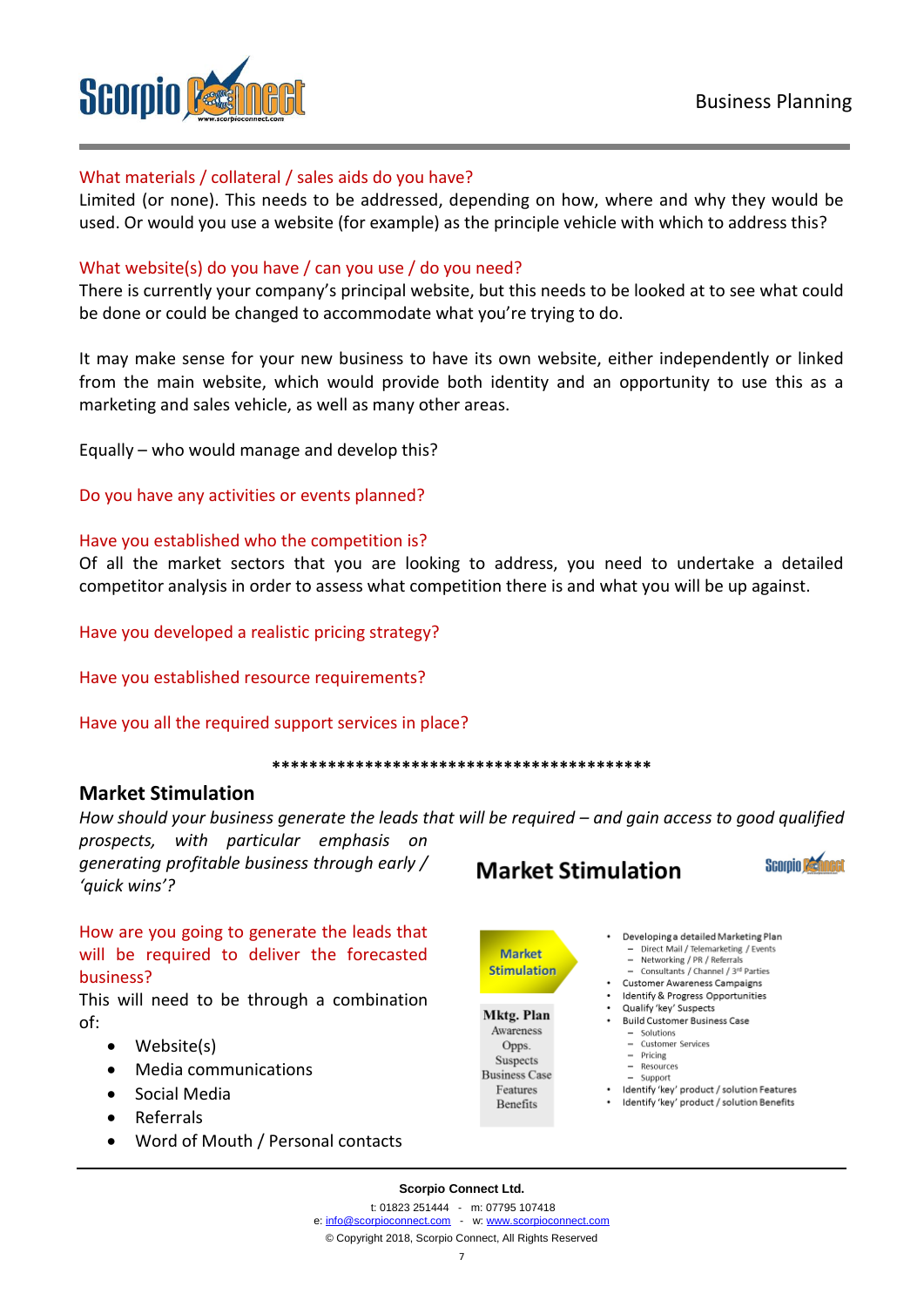**What materials / collateral / sales aids do you have?**

Limited (or none). This needs to be addressed, depending on how, where and why they would be used. Or would you use a website (for example) as the principle vehicle with which to address this?

**What website(s) do you have / can you use / do you need?**

There is currently your company's principal website, but this needs to be looked at to see what could be done or could be changed to accommodate what you're trying to do.

It may make sense for your new business to have its own website, either independently or linked from the main website, which would provide both identity and an opportunity to use this as a marketing and sales vehicle, as well as many other areas.

Equally – who would manage and develop this?

**Do you have any activities or events planned?**

**Have you established who the competition is?**

Of all the market sectors that you are looking to address, you need to undertake a detailed competitor analysis in order to assess what competition there is and what you will be up against.

**Have you developed a realistic pricing strategy?**

**Have you established resource requirements?**

**Have you all the required support services in place?**

*******************************************

## Market Stimulation

*How should your business generate the leads that will be required – and gain access to good qualified prospects, with particular emphasis on generating profitable business through early / 'quick wins'?*

**How are you going to generate the leads that will be required to deliver the forecasted business?**

This will need to be through a combination of:

- Website(s)
- Media communications
- Social Media
- Referrals
- Word of Mouth / Personal contacts

### Market Stimulation

**Market Stimulation**

**Mktg. Plan**
Awareness
Opps.
Suspects
Business Case
Features
Benefits

- Developing a detailed Marketing Plan
  - Direct Mail / Telemarketing / Events
  - Networking / PR / Referrals
  - Consultants / Channel / 3rd Parties
- Customer Awareness Campaigns
- Identify & Progress Opportunities
- Qualify 'key' Suspects
- Build Customer Business Case
  - Solutions
  - Customer Services
  - Pricing
  - Resources
  - Support
- Identify 'key' product / solution Features
- Identify 'key' product / solution Benefits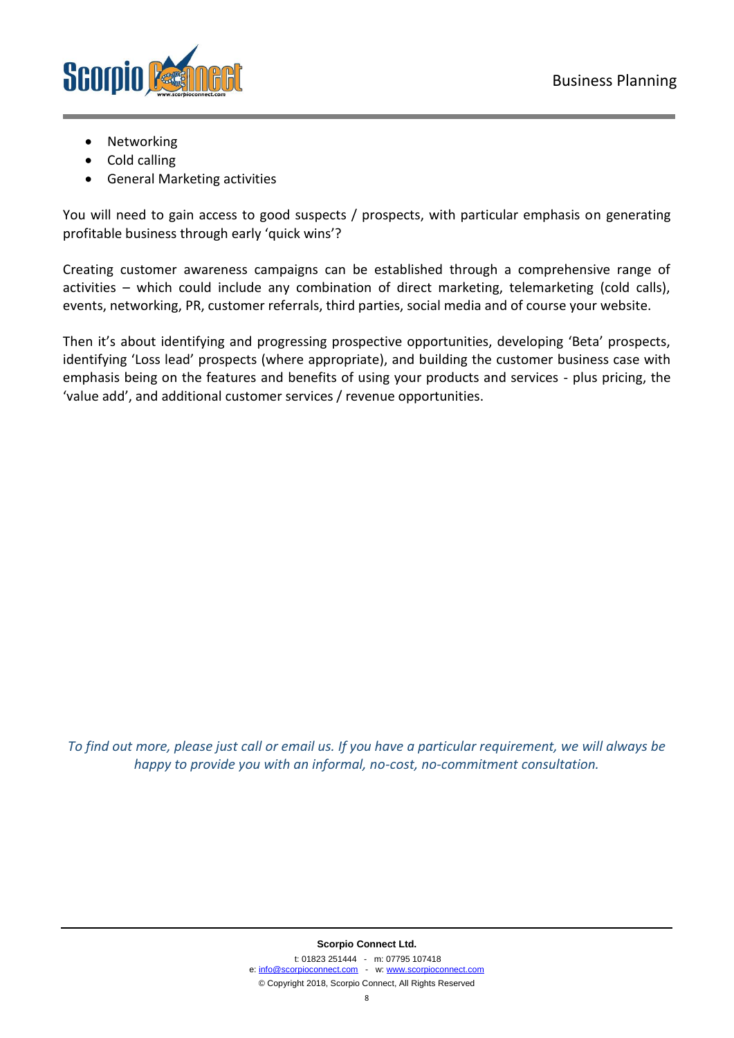- Networking
- Cold calling
- General Marketing activities

You will need to gain access to good suspects / prospects, with particular emphasis on generating profitable business through early 'quick wins'?

Creating customer awareness campaigns can be established through a comprehensive range of activities – which could include any combination of direct marketing, telemarketing (cold calls), events, networking, PR, customer referrals, third parties, social media and of course your website.

Then it's about identifying and progressing prospective opportunities, developing 'Beta' prospects, identifying 'Loss lead' prospects (where appropriate), and building the customer business case with emphasis being on the features and benefits of using your products and services - plus pricing, the 'value add', and additional customer services / revenue opportunities.

*To find out more, please just call or email us. If you have a particular requirement, we will always be happy to provide you with an informal, no-cost, no-commitment consultation.*

**Scorpio Connect Ltd.**

t: 01823 251444 - m: 07795 107418
e: info@scorpioconnect.com - w: www.scorpioconnect.com
© Copyright 2018, Scorpio Connect, All Rights Reserved